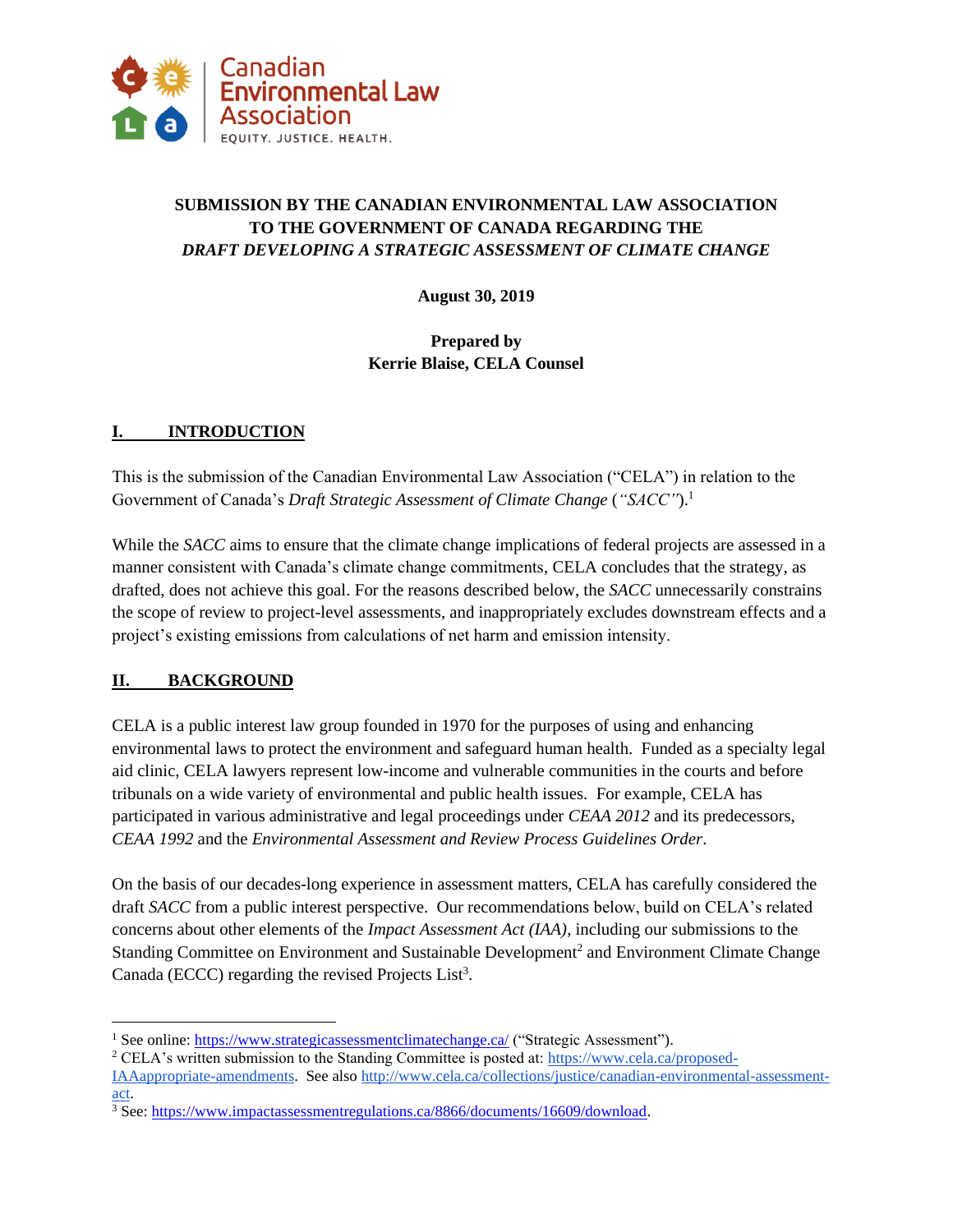Canadian Environmental Law Association
EQUITY. JUSTICE. HEALTH.

**SUBMISSION BY THE CANADIAN ENVIRONMENTAL LAW ASSOCIATION TO THE GOVERNMENT OF CANADA REGARDING THE *DRAFT DEVELOPING A STRATEGIC ASSESSMENT OF CLIMATE CHANGE***

**August 30, 2019**

**Prepared by**
**Kerrie Blaise, CELA Counsel**

## I. INTRODUCTION

This is the submission of the Canadian Environmental Law Association ("CELA") in relation to the Government of Canada's *Draft Strategic Assessment of Climate Change* (*"SACC"*).[1]

While the *SACC* aims to ensure that the climate change implications of federal projects are assessed in a manner consistent with Canada's climate change commitments, CELA concludes that the strategy, as drafted, does not achieve this goal. For the reasons described below, the *SACC* unnecessarily constrains the scope of review to project-level assessments, and inappropriately excludes downstream effects and a project's existing emissions from calculations of net harm and emission intensity.

## II. BACKGROUND

CELA is a public interest law group founded in 1970 for the purposes of using and enhancing environmental laws to protect the environment and safeguard human health. Funded as a specialty legal aid clinic, CELA lawyers represent low-income and vulnerable communities in the courts and before tribunals on a wide variety of environmental and public health issues. For example, CELA has participated in various administrative and legal proceedings under *CEAA 2012* and its predecessors, *CEAA 1992* and the *Environmental Assessment and Review Process Guidelines Order*.

On the basis of our decades-long experience in assessment matters, CELA has carefully considered the draft *SACC* from a public interest perspective. Our recommendations below, build on CELA's related concerns about other elements of the *Impact Assessment Act (IAA)*, including our submissions to the Standing Committee on Environment and Sustainable Development[2] and Environment Climate Change Canada (ECCC) regarding the revised Projects List[3].

---

[1] See online: https://www.strategicassessmentclimatechange.ca/ ("Strategic Assessment").

[2] CELA's written submission to the Standing Committee is posted at: https://www.cela.ca/proposed-IAAappropriate-amendments. See also http://www.cela.ca/collections/justice/canadian-environmental-assessment-act.

[3] See: https://www.impactassessmentregulations.ca/8866/documents/16609/download.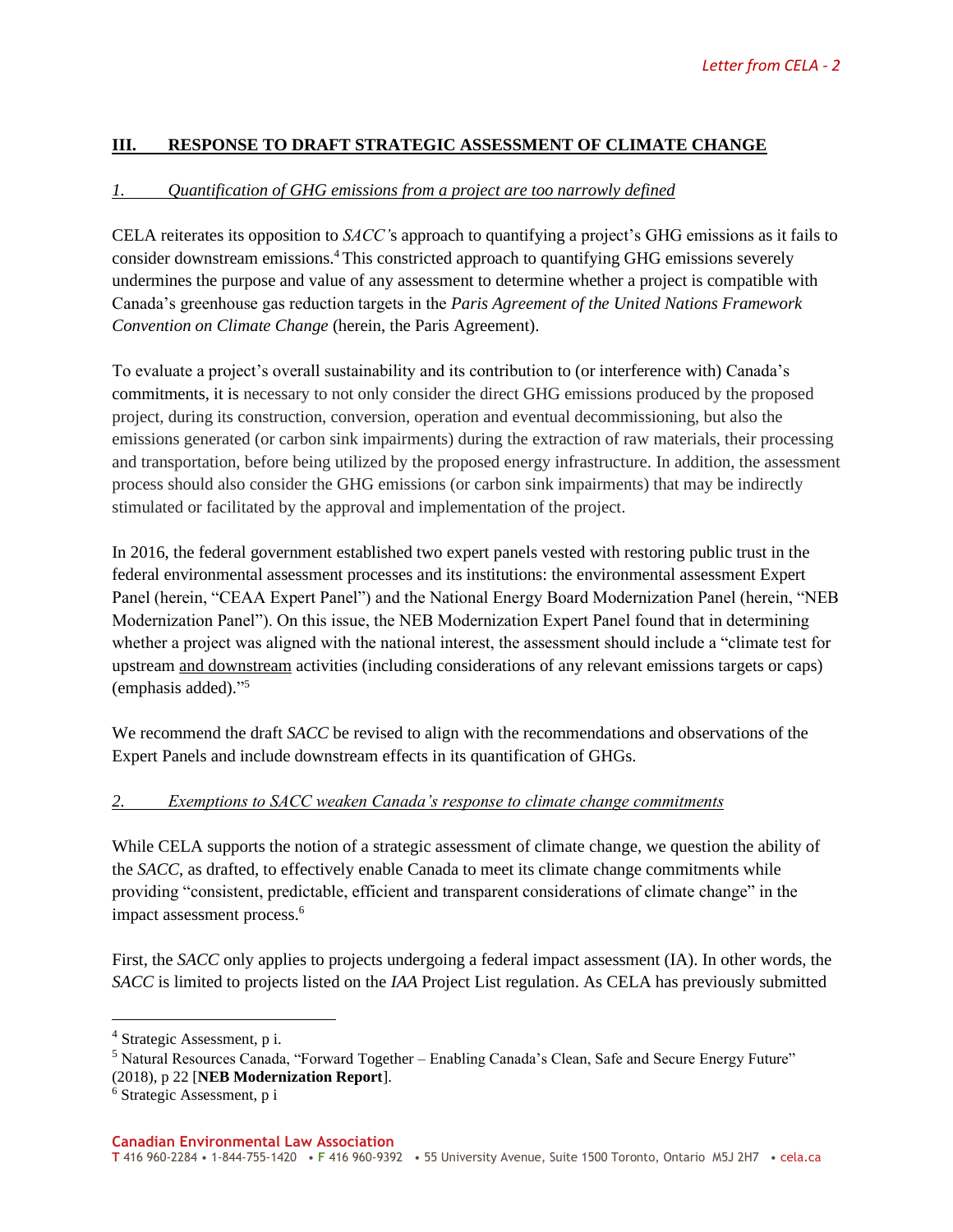## III. RESPONSE TO DRAFT STRATEGIC ASSESSMENT OF CLIMATE CHANGE

### *1. Quantification of GHG emissions from a project are too narrowly defined*

CELA reiterates its opposition to *SACC'*s approach to quantifying a project's GHG emissions as it fails to consider downstream emissions.[4] This constricted approach to quantifying GHG emissions severely undermines the purpose and value of any assessment to determine whether a project is compatible with Canada's greenhouse gas reduction targets in the *Paris Agreement of the United Nations Framework Convention on Climate Change* (herein, the Paris Agreement).

To evaluate a project's overall sustainability and its contribution to (or interference with) Canada's commitments, it is necessary to not only consider the direct GHG emissions produced by the proposed project, during its construction, conversion, operation and eventual decommissioning, but also the emissions generated (or carbon sink impairments) during the extraction of raw materials, their processing and transportation, before being utilized by the proposed energy infrastructure. In addition, the assessment process should also consider the GHG emissions (or carbon sink impairments) that may be indirectly stimulated or facilitated by the approval and implementation of the project.

In 2016, the federal government established two expert panels vested with restoring public trust in the federal environmental assessment processes and its institutions: the environmental assessment Expert Panel (herein, "CEAA Expert Panel") and the National Energy Board Modernization Panel (herein, "NEB Modernization Panel"). On this issue, the NEB Modernization Expert Panel found that in determining whether a project was aligned with the national interest, the assessment should include a "climate test for upstream and downstream activities (including considerations of any relevant emissions targets or caps) (emphasis added)."[5]

We recommend the draft *SACC* be revised to align with the recommendations and observations of the Expert Panels and include downstream effects in its quantification of GHGs.

### *2. Exemptions to SACC weaken Canada's response to climate change commitments*

While CELA supports the notion of a strategic assessment of climate change, we question the ability of the *SACC*, as drafted, to effectively enable Canada to meet its climate change commitments while providing "consistent, predictable, efficient and transparent considerations of climate change" in the impact assessment process.[6]

First, the *SACC* only applies to projects undergoing a federal impact assessment (IA). In other words, the *SACC* is limited to projects listed on the *IAA* Project List regulation. As CELA has previously submitted

---

[4] Strategic Assessment, p i.

[5] Natural Resources Canada, "Forward Together – Enabling Canada's Clean, Safe and Secure Energy Future" (2018), p 22 [**NEB Modernization Report**].

[6] Strategic Assessment, p i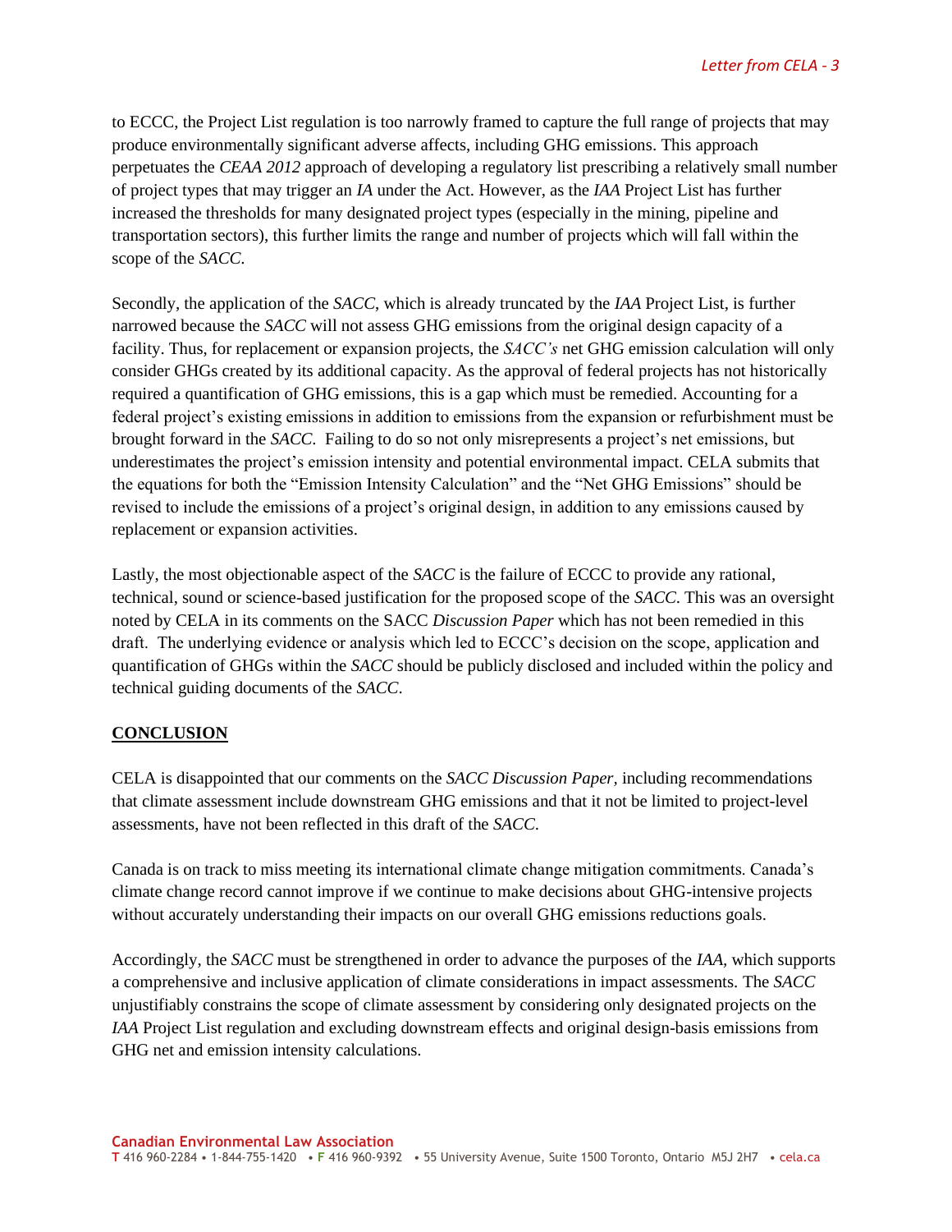to ECCC, the Project List regulation is too narrowly framed to capture the full range of projects that may produce environmentally significant adverse affects, including GHG emissions. This approach perpetuates the *CEAA 2012* approach of developing a regulatory list prescribing a relatively small number of project types that may trigger an *IA* under the Act. However, as the *IAA* Project List has further increased the thresholds for many designated project types (especially in the mining, pipeline and transportation sectors), this further limits the range and number of projects which will fall within the scope of the *SACC*.

Secondly, the application of the *SACC*, which is already truncated by the *IAA* Project List, is further narrowed because the *SACC* will not assess GHG emissions from the original design capacity of a facility. Thus, for replacement or expansion projects, the *SACC's* net GHG emission calculation will only consider GHGs created by its additional capacity. As the approval of federal projects has not historically required a quantification of GHG emissions, this is a gap which must be remedied. Accounting for a federal project's existing emissions in addition to emissions from the expansion or refurbishment must be brought forward in the *SACC*. Failing to do so not only misrepresents a project's net emissions, but underestimates the project's emission intensity and potential environmental impact. CELA submits that the equations for both the "Emission Intensity Calculation" and the "Net GHG Emissions" should be revised to include the emissions of a project's original design, in addition to any emissions caused by replacement or expansion activities.

Lastly, the most objectionable aspect of the *SACC* is the failure of ECCC to provide any rational, technical, sound or science-based justification for the proposed scope of the *SACC*. This was an oversight noted by CELA in its comments on the SACC *Discussion Paper* which has not been remedied in this draft. The underlying evidence or analysis which led to ECCC's decision on the scope, application and quantification of GHGs within the *SACC* should be publicly disclosed and included within the policy and technical guiding documents of the *SACC*.

## CONCLUSION

CELA is disappointed that our comments on the *SACC Discussion Paper,* including recommendations that climate assessment include downstream GHG emissions and that it not be limited to project-level assessments, have not been reflected in this draft of the *SACC*.

Canada is on track to miss meeting its international climate change mitigation commitments. Canada's climate change record cannot improve if we continue to make decisions about GHG-intensive projects without accurately understanding their impacts on our overall GHG emissions reductions goals.

Accordingly, the *SACC* must be strengthened in order to advance the purposes of the *IAA,* which supports a comprehensive and inclusive application of climate considerations in impact assessments. The *SACC* unjustifiably constrains the scope of climate assessment by considering only designated projects on the *IAA* Project List regulation and excluding downstream effects and original design-basis emissions from GHG net and emission intensity calculations.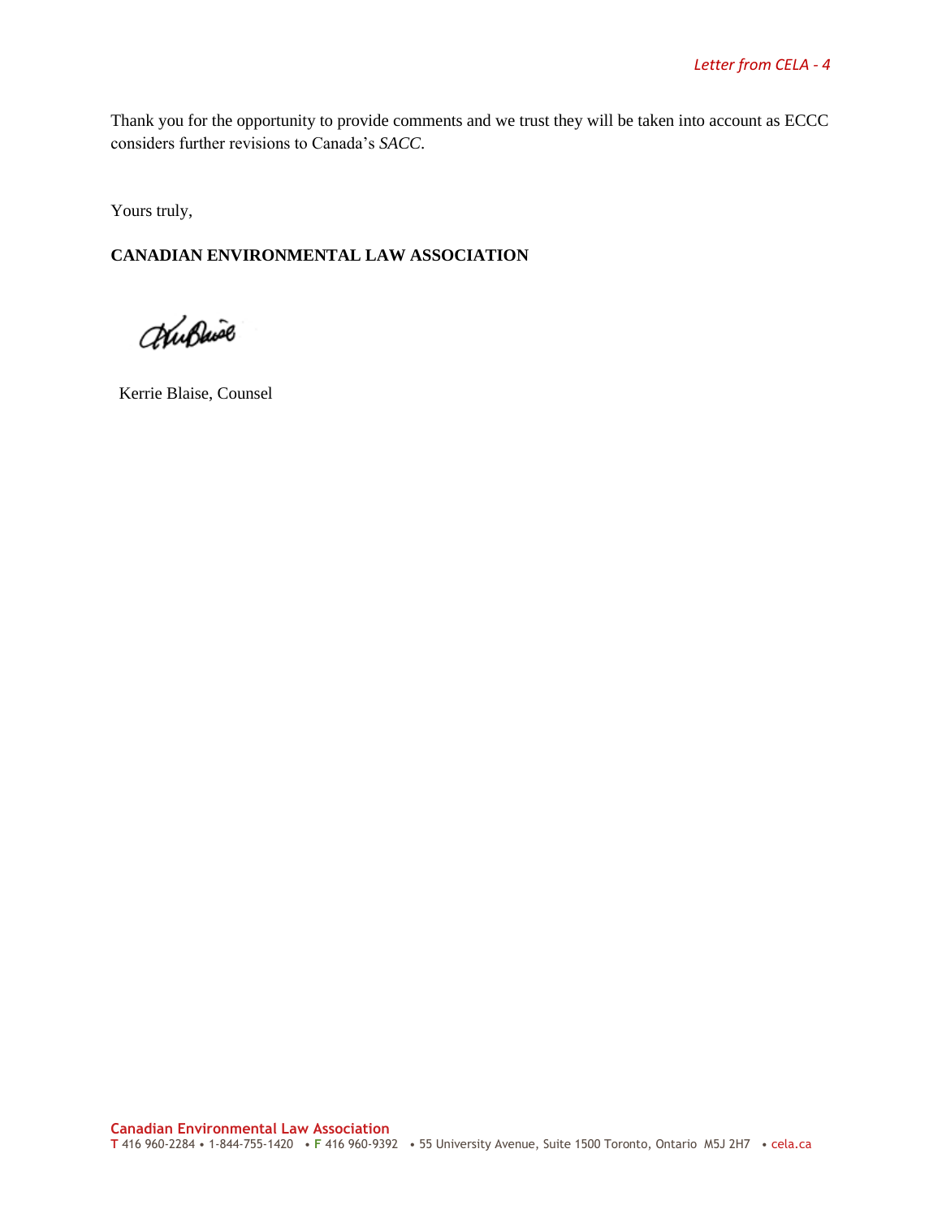Thank you for the opportunity to provide comments and we trust they will be taken into account as ECCC considers further revisions to Canada's *SACC*.

Yours truly,

**CANADIAN ENVIRONMENTAL LAW ASSOCIATION**

Kerrie Blaise, Counsel